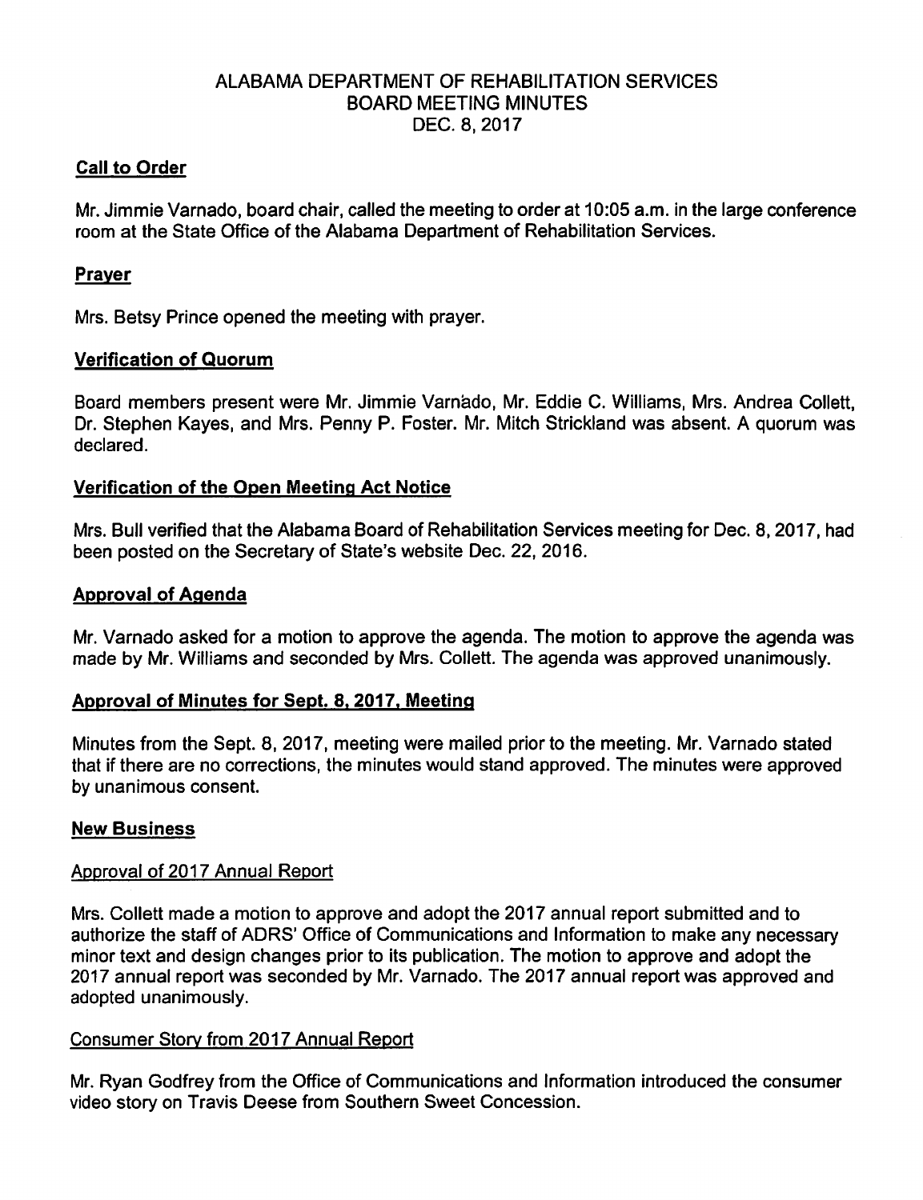# ALABAMA DEPARTMENT OF REHABILITATION SERVICES
## BOARD MEETING MINUTES
### DEC. 8, 2017

**Call to Order**

Mr. Jimmie Varnado, board chair, called the meeting to order at 10:05 a.m. in the large conference room at the State Office of the Alabama Department of Rehabilitation Services.

**Prayer**

Mrs. Betsy Prince opened the meeting with prayer.

**Verification of Quorum**

Board members present were Mr. Jimmie Varnado, Mr. Eddie C. Williams, Mrs. Andrea Collett, Dr. Stephen Kayes, and Mrs. Penny P. Foster. Mr. Mitch Strickland was absent. A quorum was declared.

**Verification of the Open Meeting Act Notice**

Mrs. Bull verified that the Alabama Board of Rehabilitation Services meeting for Dec. 8, 2017, had been posted on the Secretary of State's website Dec. 22, 2016.

**Approval of Agenda**

Mr. Varnado asked for a motion to approve the agenda. The motion to approve the agenda was made by Mr. Williams and seconded by Mrs. Collett. The agenda was approved unanimously.

**Approval of Minutes for Sept. 8, 2017, Meeting**

Minutes from the Sept. 8, 2017, meeting were mailed prior to the meeting. Mr. Varnado stated that if there are no corrections, the minutes would stand approved. The minutes were approved by unanimous consent.

**New Business**

Approval of 2017 Annual Report

Mrs. Collett made a motion to approve and adopt the 2017 annual report submitted and to authorize the staff of ADRS' Office of Communications and Information to make any necessary minor text and design changes prior to its publication. The motion to approve and adopt the 2017 annual report was seconded by Mr. Varnado. The 2017 annual report was approved and adopted unanimously.

Consumer Story from 2017 Annual Report

Mr. Ryan Godfrey from the Office of Communications and Information introduced the consumer video story on Travis Deese from Southern Sweet Concession.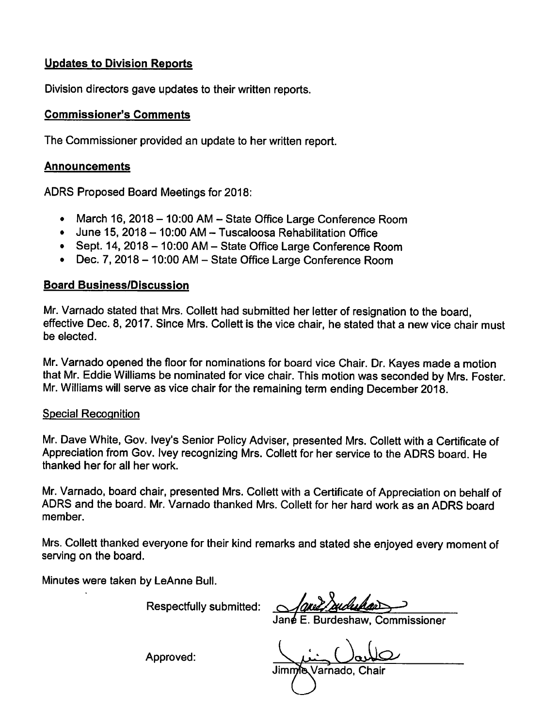## Updates to Division Reports

Division directors gave updates to their written reports.

## Commissioner's Comments

The Commissioner provided an update to her written report.

## Announcements

ADRS Proposed Board Meetings for 2018:

- March 16, 2018 – 10:00 AM – State Office Large Conference Room
- June 15, 2018 – 10:00 AM – Tuscaloosa Rehabilitation Office
- Sept. 14, 2018 – 10:00 AM – State Office Large Conference Room
- Dec. 7, 2018 – 10:00 AM – State Office Large Conference Room

## Board Business/Discussion

Mr. Varnado stated that Mrs. Collett had submitted her letter of resignation to the board, effective Dec. 8, 2017. Since Mrs. Collett is the vice chair, he stated that a new vice chair must be elected.

Mr. Varnado opened the floor for nominations for board vice Chair. Dr. Kayes made a motion that Mr. Eddie Williams be nominated for vice chair. This motion was seconded by Mrs. Foster. Mr. Williams will serve as vice chair for the remaining term ending December 2018.

### Special Recognition

Mr. Dave White, Gov. Ivey's Senior Policy Adviser, presented Mrs. Collett with a Certificate of Appreciation from Gov. Ivey recognizing Mrs. Collett for her service to the ADRS board. He thanked her for all her work.

Mr. Varnado, board chair, presented Mrs. Collett with a Certificate of Appreciation on behalf of ADRS and the board. Mr. Varnado thanked Mrs. Collett for her hard work as an ADRS board member.

Mrs. Collett thanked everyone for their kind remarks and stated she enjoyed every moment of serving on the board.

Minutes were taken by LeAnne Bull.

Respectfully submitted: Jane E. Burdeshaw, Commissioner

Approved: Jimmie Varnado, Chair